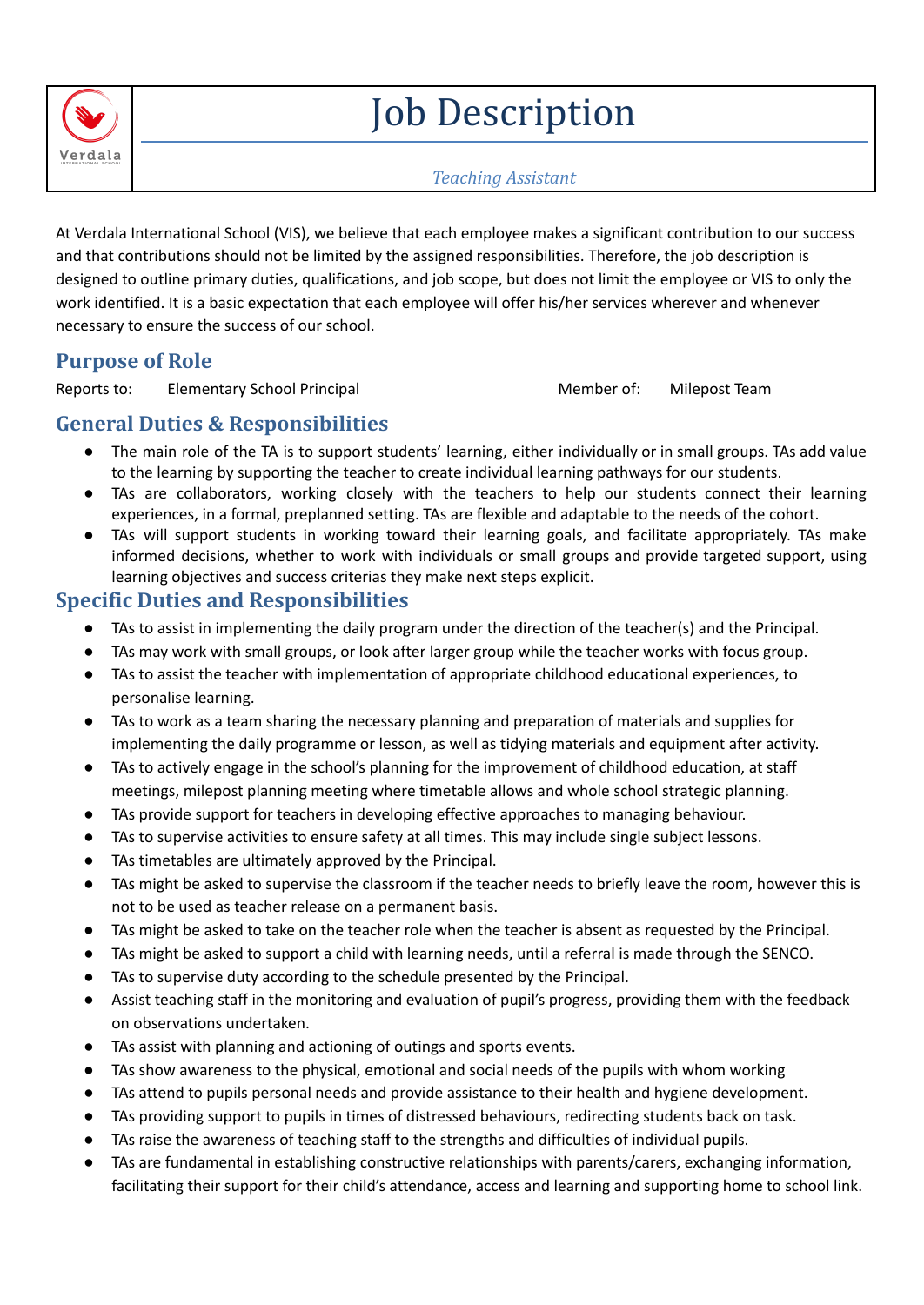# Job Description

*Teaching Assistant*

At Verdala International School (VIS), we believe that each employee makes a significant contribution to our success and that contributions should not be limited by the assigned responsibilities. Therefore, the job description is designed to outline primary duties, qualifications, and job scope, but does not limit the employee or VIS to only the work identified. It is a basic expectation that each employee will offer his/her services wherever and whenever necessary to ensure the success of our school.

## Purpose of Role

Reports to: Elementary School Principal

Member of: Milepost Team

## General Duties & Responsibilities

- The main role of the TA is to support students' learning, either individually or in small groups. TAs add value to the learning by supporting the teacher to create individual learning pathways for our students.
- TAs are collaborators, working closely with the teachers to help our students connect their learning experiences, in a formal, preplanned setting. TAs are flexible and adaptable to the needs of the cohort.
- TAs will support students in working toward their learning goals, and facilitate appropriately. TAs make informed decisions, whether to work with individuals or small groups and provide targeted support, using learning objectives and success criterias they make next steps explicit.

## Specific Duties and Responsibilities

- TAs to assist in implementing the daily program under the direction of the teacher(s) and the Principal.
- TAs may work with small groups, or look after larger group while the teacher works with focus group.
- TAs to assist the teacher with implementation of appropriate childhood educational experiences, to personalise learning.
- TAs to work as a team sharing the necessary planning and preparation of materials and supplies for implementing the daily programme or lesson, as well as tidying materials and equipment after activity.
- TAs to actively engage in the school's planning for the improvement of childhood education, at staff meetings, milepost planning meeting where timetable allows and whole school strategic planning.
- TAs provide support for teachers in developing effective approaches to managing behaviour.
- TAs to supervise activities to ensure safety at all times. This may include single subject lessons.
- TAs timetables are ultimately approved by the Principal.
- TAs might be asked to supervise the classroom if the teacher needs to briefly leave the room, however this is not to be used as teacher release on a permanent basis.
- TAs might be asked to take on the teacher role when the teacher is absent as requested by the Principal.
- TAs might be asked to support a child with learning needs, until a referral is made through the SENCO.
- TAs to supervise duty according to the schedule presented by the Principal.
- Assist teaching staff in the monitoring and evaluation of pupil's progress, providing them with the feedback on observations undertaken.
- TAs assist with planning and actioning of outings and sports events.
- TAs show awareness to the physical, emotional and social needs of the pupils with whom working
- TAs attend to pupils personal needs and provide assistance to their health and hygiene development.
- TAs providing support to pupils in times of distressed behaviours, redirecting students back on task.
- TAs raise the awareness of teaching staff to the strengths and difficulties of individual pupils.
- TAs are fundamental in establishing constructive relationships with parents/carers, exchanging information, facilitating their support for their child's attendance, access and learning and supporting home to school link.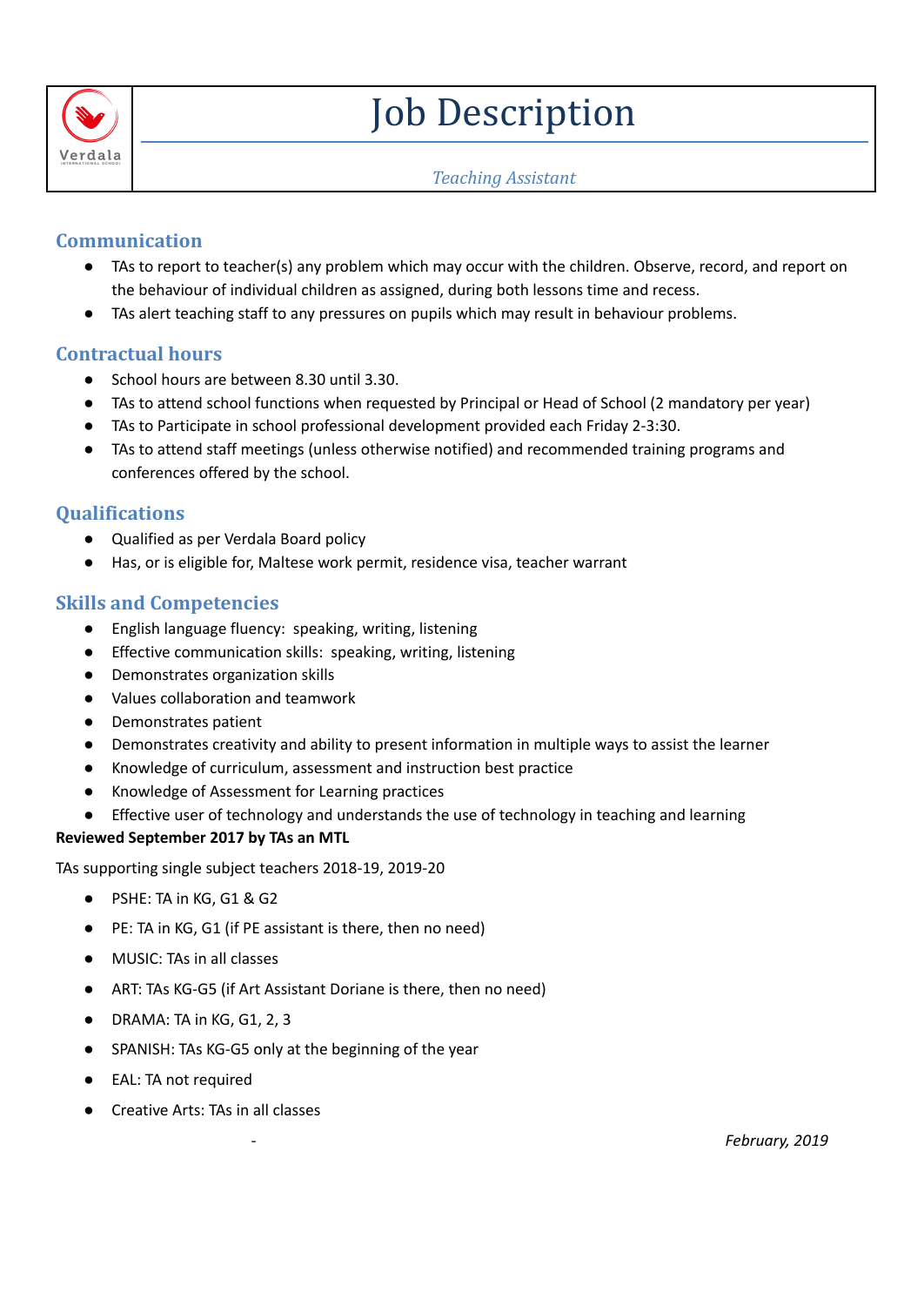# Job Description

*Teaching Assistant*

## Communication

- TAs to report to teacher(s) any problem which may occur with the children. Observe, record, and report on the behaviour of individual children as assigned, during both lessons time and recess.
- TAs alert teaching staff to any pressures on pupils which may result in behaviour problems.

## Contractual hours

- School hours are between 8.30 until 3.30.
- TAs to attend school functions when requested by Principal or Head of School (2 mandatory per year)
- TAs to Participate in school professional development provided each Friday 2-3:30.
- TAs to attend staff meetings (unless otherwise notified) and recommended training programs and conferences offered by the school.

## Qualifications

- Qualified as per Verdala Board policy
- Has, or is eligible for, Maltese work permit, residence visa, teacher warrant

## Skills and Competencies

- English language fluency: speaking, writing, listening
- Effective communication skills: speaking, writing, listening
- Demonstrates organization skills
- Values collaboration and teamwork
- Demonstrates patient
- Demonstrates creativity and ability to present information in multiple ways to assist the learner
- Knowledge of curriculum, assessment and instruction best practice
- Knowledge of Assessment for Learning practices
- Effective user of technology and understands the use of technology in teaching and learning

**Reviewed September 2017 by TAs an MTL**

TAs supporting single subject teachers 2018-19, 2019-20

- PSHE: TA in KG, G1 & G2
- PE: TA in KG, G1 (if PE assistant is there, then no need)
- MUSIC: TAs in all classes
- ART: TAs KG-G5 (if Art Assistant Doriane is there, then no need)
- DRAMA: TA in KG, G1, 2, 3
- SPANISH: TAs KG-G5 only at the beginning of the year
- EAL: TA not required
- Creative Arts: TAs in all classes

-

*February, 2019*